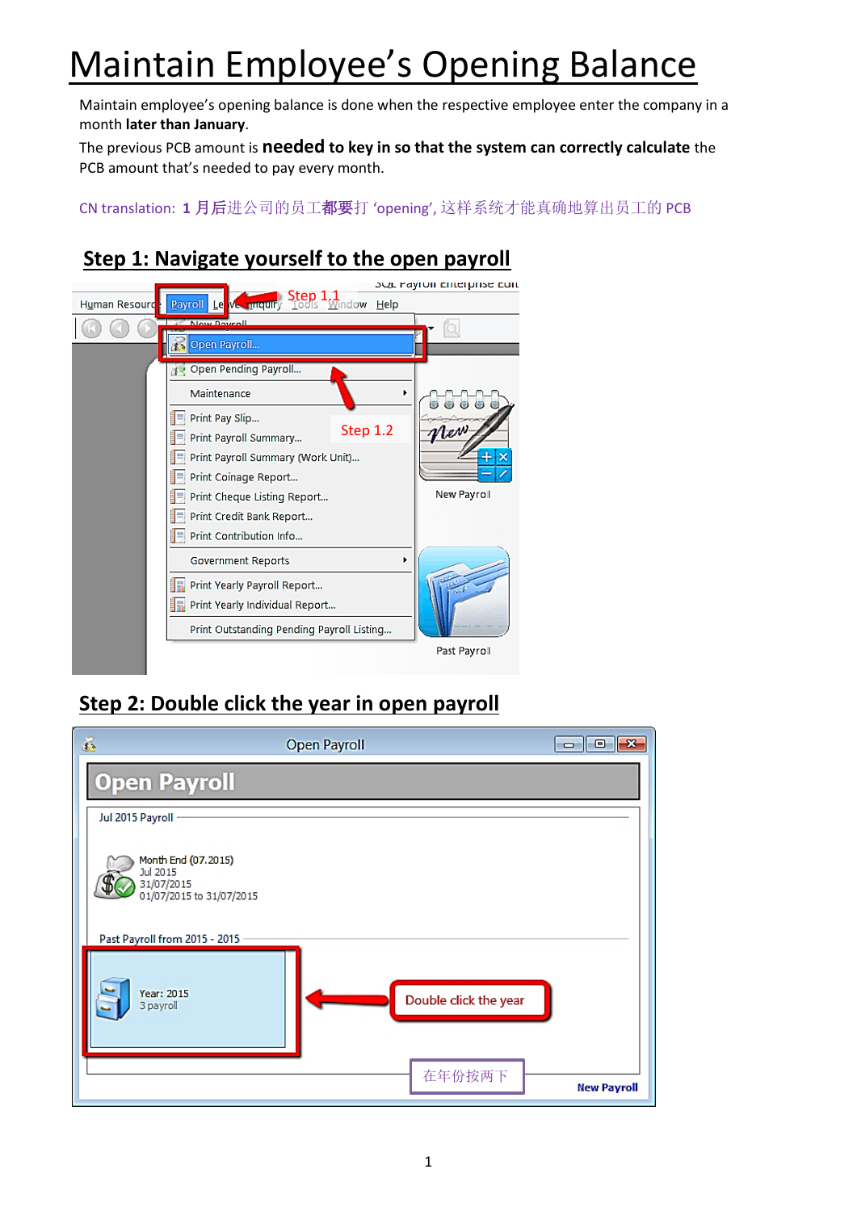# Maintain Employee's Opening Balance

Maintain employee's opening balance is done when the respective employee enter the company in a month **later than January**.

The previous PCB amount is **needed to key in so that the system can correctly calculate** the PCB amount that's needed to pay every month.

CN translation: **1 月后**进公司的员工**都要**打 'opening', 这样系统才能真确地算出员工的 PCB

## Step 1: Navigate yourself to the open payroll

## Step 2: Double click the year in open payroll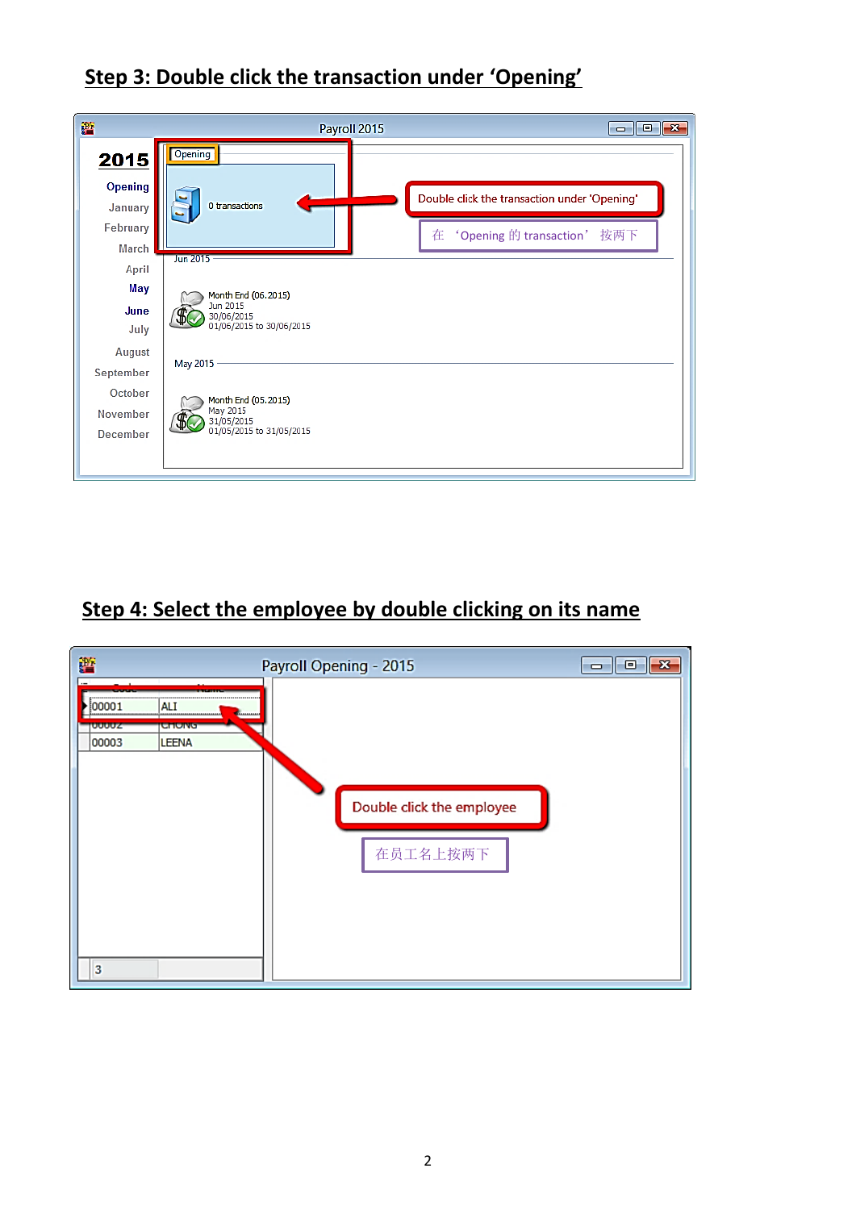## Step 3: Double click the transaction under 'Opening'

## Step 4: Select the employee by double clicking on its name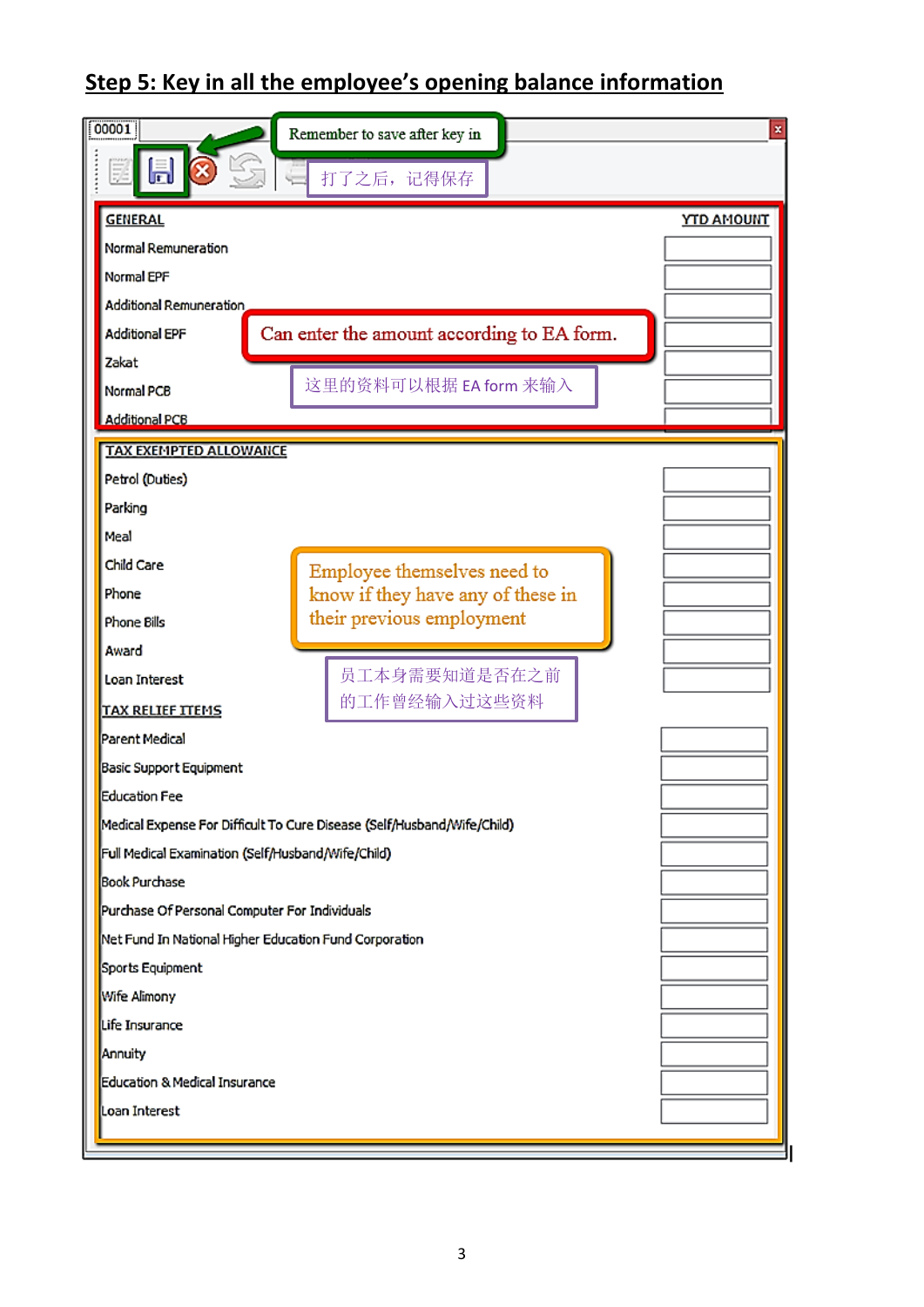## Step 5: Key in all the employee's opening balance information

00001

Remember to save after key in

打了之后，记得保存

| GENERAL | YTD AMOUNT |
|---|---|
| Normal Remuneration | |
| Normal EPF | |
| Additional Remuneration | |
| Additional EPF | |
| Zakat | |
| Normal PCB | |
| Additional PCB | |

Can enter the amount according to EA form.

这里的资料可以根据 EA form 来输入

| TAX EXEMPTED ALLOWANCE | |
|---|---|
| Petrol (Duties) | |
| Parking | |
| Meal | |
| Child Care | |
| Phone | |
| Phone Bills | |
| Award | |
| Loan Interest | |

Employee themselves need to know if they have any of these in their previous employment

员工本身需要知道是否在之前的工作曾经输入过这些资料

| TAX RELIEF ITEMS | |
|---|---|
| Parent Medical | |
| Basic Support Equipment | |
| Education Fee | |
| Medical Expense For Difficult To Cure Disease (Self/Husband/Wife/Child) | |
| Full Medical Examination (Self/Husband/Wife/Child) | |
| Book Purchase | |
| Purchase Of Personal Computer For Individuals | |
| Net Fund In National Higher Education Fund Corporation | |
| Sports Equipment | |
| Wife Alimony | |
| Life Insurance | |
| Annuity | |
| Education & Medical Insurance | |
| Loan Interest | |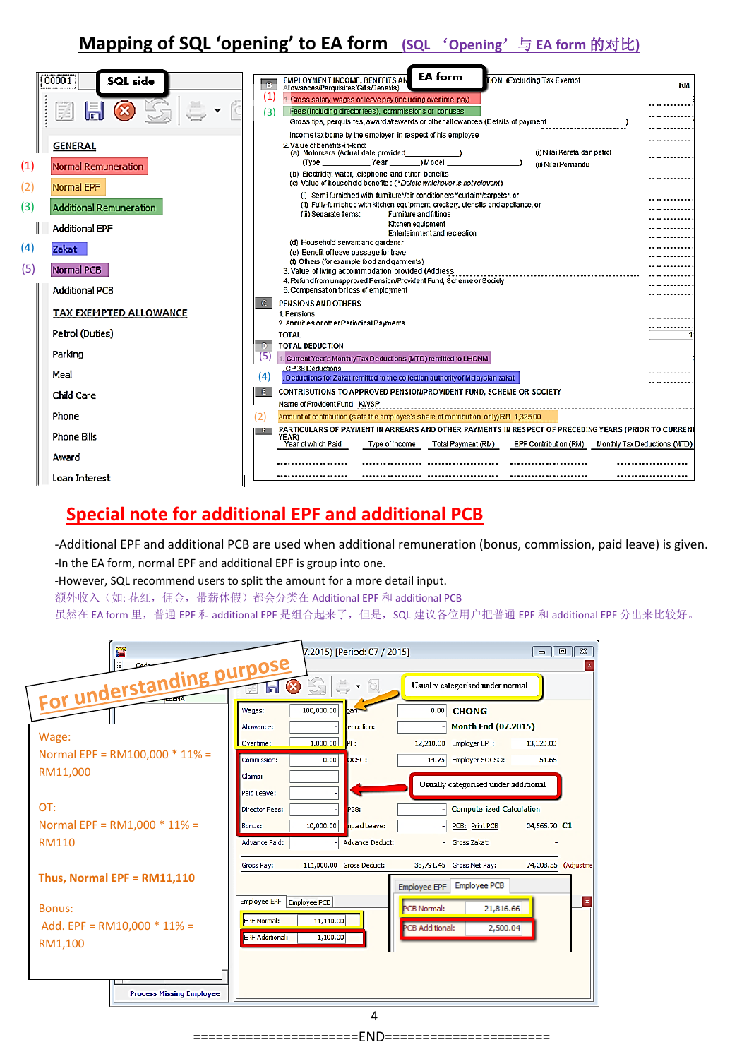# Mapping of SQL 'opening' to EA form (SQL 'Opening' 与 EA form 的对比)

**SQL side**

GENERAL

(1) Normal Remuneration

(2) Normal EPF

(3) Additional Remuneration

Additional EPF

(4) Zakat

(5) Normal PCB

Additional PCB

TAX EXEMPTED ALLOWANCE

Petrol (Duties)

Parking

Meal

Child Care

Phone

Phone Bills

Award

Loan Interest

**EA form**

B EMPLOYMENT INCOME, BENEFITS AND LIVING ACCOMMODATION (Excluding Tax Exempt Allowances/Perquisites/Gifts/Benefits) RM

(1) 1. Gross salary, wages or leave pay (including overtime pay)

(3) Fees (including director fees), commissions or bonuses

Gross tips, perquisites, awards/rewards or other allowances (Details of payment )

Income tax borne by the employer in respect of his employee

2. Value of benefits-in-kind:

(a) Motorcars (Actual date provided ) (i) Nilai Kereta dan petrol

(Type Year ) Model ) (ii) Nilai Pemandu

(b) Electricity, water, telephone and other benefits

(c) Value of household benefits : (*Delete whichever is not relevant)

(i) Semi-furnished with furniture*/air-conditioners*/curtain*/carpets*, or

(ii) Fully-furnished with kitchen equipment, crockery, utensils and appliance, or

(iii) Separate items: Furniture and fittings

Kitchen equipment

Entertainment and recreation

(d) Household servant and gardener

(e) Benefit of leave passage for travel

(f) Others (for example food and garments)

3. Value of living accommodation provided (Address

4. Refund from unapproved Pension/Provident Fund, Scheme or Society

5. Compensation for loss of employment

C PENSIONS AND OTHERS

1. Pensions

2. Annuities or other Periodical Payments

TOTAL

D TOTAL DEDUCTION

(5) 1. Current Year's Monthly Tax Deductions (MTD) remitted to LHDNM

CP 38 Deductions

(4) Deductions for Zakat remitted to the collection authority of Malaysian zakat

E CONTRIBUTIONS TO APPROVED PENSION/PROVIDENT FUND, SCHEME OR SOCIETY

Name of Provident Fund KWSP

(2) Amount of contribution (state the employee's share of contribution only) RM 1,325.00

F PARTICULARS OF PAYMENT IN ARREARS AND OTHER PAYMENTS IN RESPECT OF PRECEDING YEARS (PRIOR TO CURRENT YEAR)

| Year of which Paid | Type of Income | Total Payment (RM) | EPF Contribution (RM) | Monthly Tax Deductions (MTD) |
|---|---|---|---|---|
| | | | | |

## Special note for additional EPF and additional PCB

-Additional EPF and additional PCB are used when additional remuneration (bonus, commission, paid leave) is given.

-In the EA form, normal EPF and additional EPF is group into one.

-However, SQL recommend users to split the amount for a more detail input.

额外收入（如: 花红，佣金，带薪休假）都会分类在 Additional EPF 和 additional PCB

虽然在 EA form 里，普通 EPF 和 additional EPF 是组合起来了，但是，SQL 建议各位用户把普通 EPF 和 additional EPF 分出来比较好。

**For understanding purpose**

Wage:
Normal EPF = RM100,000 * 11% = RM11,000

OT:
Normal EPF = RM1,000 * 11% = RM110

**Thus, Normal EPF = RM11,110**

Bonus:
Add. EPF = RM10,000 * 11% = RM1,100

Usually categorised under normal

Usually categorised under additional

| | | | | | |
|---|---|---|---|---|---|
| Wages: | 100,000.00 | | 0.00 | CHONG | |
| Allowance: | | Deduction: | | Month End (07.2015) | |
| Overtime: | 1,000.00 | EPF: | 12,210.00 | Employer EPF: | 13,320.00 |
| Commission: | 0.00 | SOCSO: | 14.75 | Employer SOCSO: | 51.65 |
| Claims: | | | | | |
| Paid Leave: | | | | | |
| Director Fees: | | CP38: | | Computerized Calculation | |
| Bonus: | 10,000.00 | Unpaid Leave: | | PCB: Print PCB | 24,566.70 |
| Advance Paid: | | Advance Deduct: | | Gross Zakat: | |
| Gross Pay: | 111,000.00 | Gross Deduct: | 36,791.45 | Gross Net Pay: | 74,208.55 |

| Employee EPF | |
|---|---|
| EPF Normal: | 11,110.00 |
| EPF Additional: | 1,100.00 |

| Employee PCB | |
|---|---|
| PCB Normal: | 21,816.66 |
| PCB Additional: | 2,500.04 |

Process Missing Employee

=====================END=====================